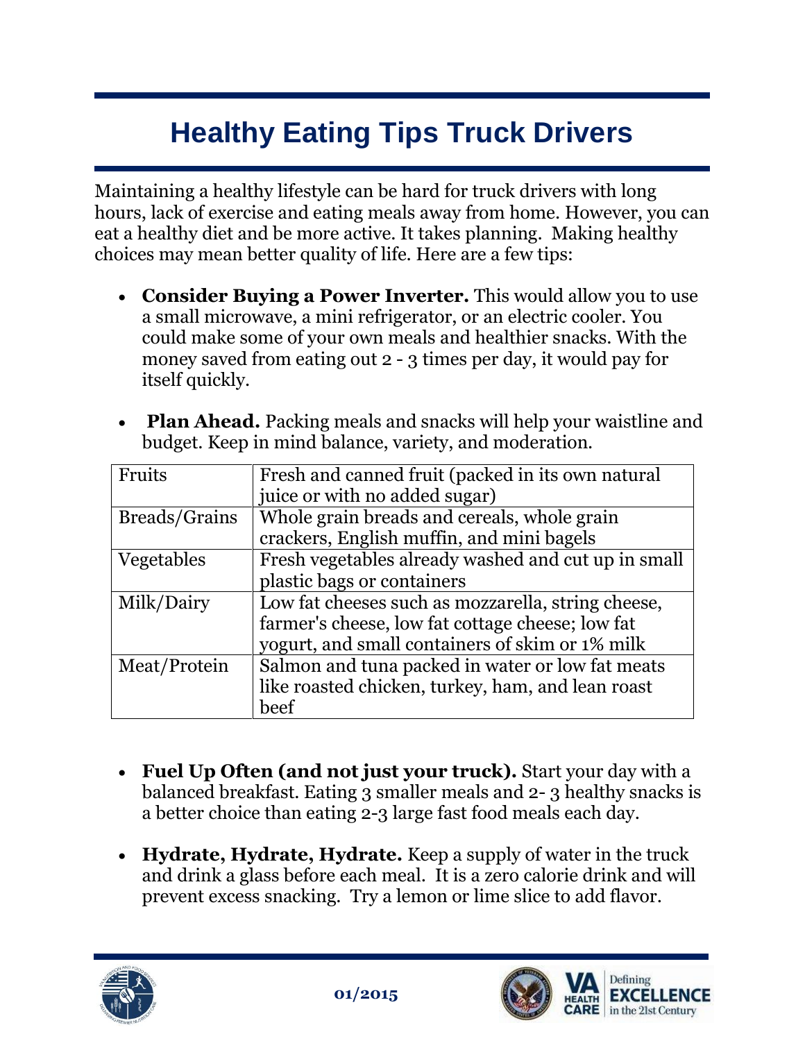# Healthy Eating Tips Truck Drivers

Maintaining a healthy lifestyle can be hard for truck drivers with long hours, lack of exercise and eating meals away from home. However, you can eat a healthy diet and be more active. It takes planning. Making healthy choices may mean better quality of life. Here are a few tips:

- **Consider Buying a Power Inverter.** This would allow you to use a small microwave, a mini refrigerator, or an electric cooler. You could make some of your own meals and healthier snacks. With the money saved from eating out 2 - 3 times per day, it would pay for itself quickly.

- **Plan Ahead.** Packing meals and snacks will help your waistline and budget. Keep in mind balance, variety, and moderation.

| | |
|---|---|
| Fruits | Fresh and canned fruit (packed in its own natural juice or with no added sugar) |
| Breads/Grains | Whole grain breads and cereals, whole grain crackers, English muffin, and mini bagels |
| Vegetables | Fresh vegetables already washed and cut up in small plastic bags or containers |
| Milk/Dairy | Low fat cheeses such as mozzarella, string cheese, farmer's cheese, low fat cottage cheese; low fat yogurt, and small containers of skim or 1% milk |
| Meat/Protein | Salmon and tuna packed in water or low fat meats like roasted chicken, turkey, ham, and lean roast beef |

- **Fuel Up Often (and not just your truck).** Start your day with a balanced breakfast. Eating 3 smaller meals and 2- 3 healthy snacks is a better choice than eating 2-3 large fast food meals each day.

- **Hydrate, Hydrate, Hydrate.** Keep a supply of water in the truck and drink a glass before each meal. It is a zero calorie drink and will prevent excess snacking. Try a lemon or lime slice to add flavor.

01/2015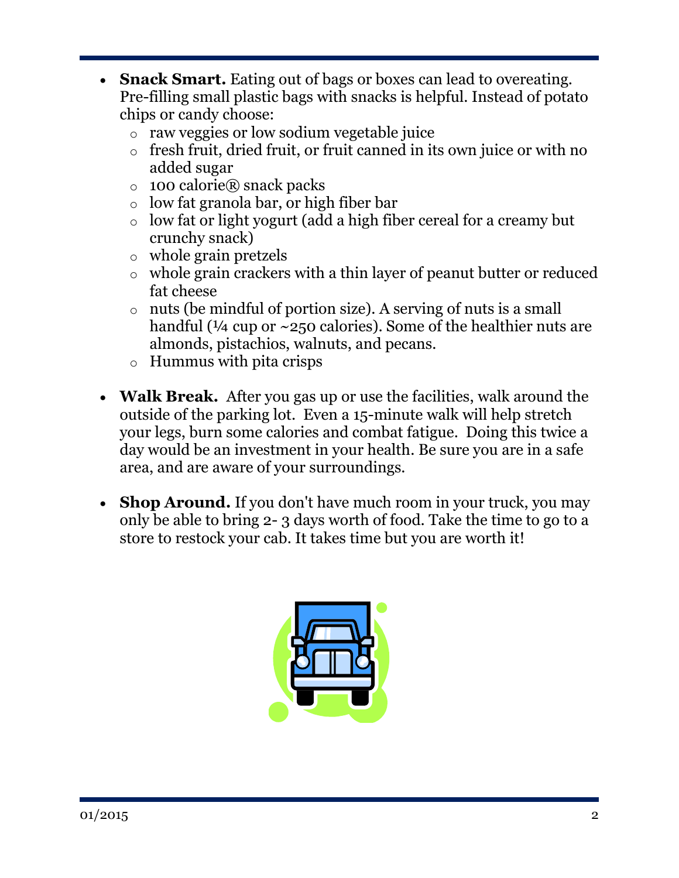- **Snack Smart.** Eating out of bags or boxes can lead to overeating. Pre-filling small plastic bags with snacks is helpful. Instead of potato chips or candy choose:
  - raw veggies or low sodium vegetable juice
  - fresh fruit, dried fruit, or fruit canned in its own juice or with no added sugar
  - 100 calorie® snack packs
  - low fat granola bar, or high fiber bar
  - low fat or light yogurt (add a high fiber cereal for a creamy but crunchy snack)
  - whole grain pretzels
  - whole grain crackers with a thin layer of peanut butter or reduced fat cheese
  - nuts (be mindful of portion size). A serving of nuts is a small handful (¼ cup or ~250 calories). Some of the healthier nuts are almonds, pistachios, walnuts, and pecans.
  - Hummus with pita crisps

- **Walk Break.** After you gas up or use the facilities, walk around the outside of the parking lot. Even a 15-minute walk will help stretch your legs, burn some calories and combat fatigue. Doing this twice a day would be an investment in your health. Be sure you are in a safe area, and are aware of your surroundings.

- **Shop Around.** If you don't have much room in your truck, you may only be able to bring 2- 3 days worth of food. Take the time to go to a store to restock your cab. It takes time but you are worth it!

01/2015